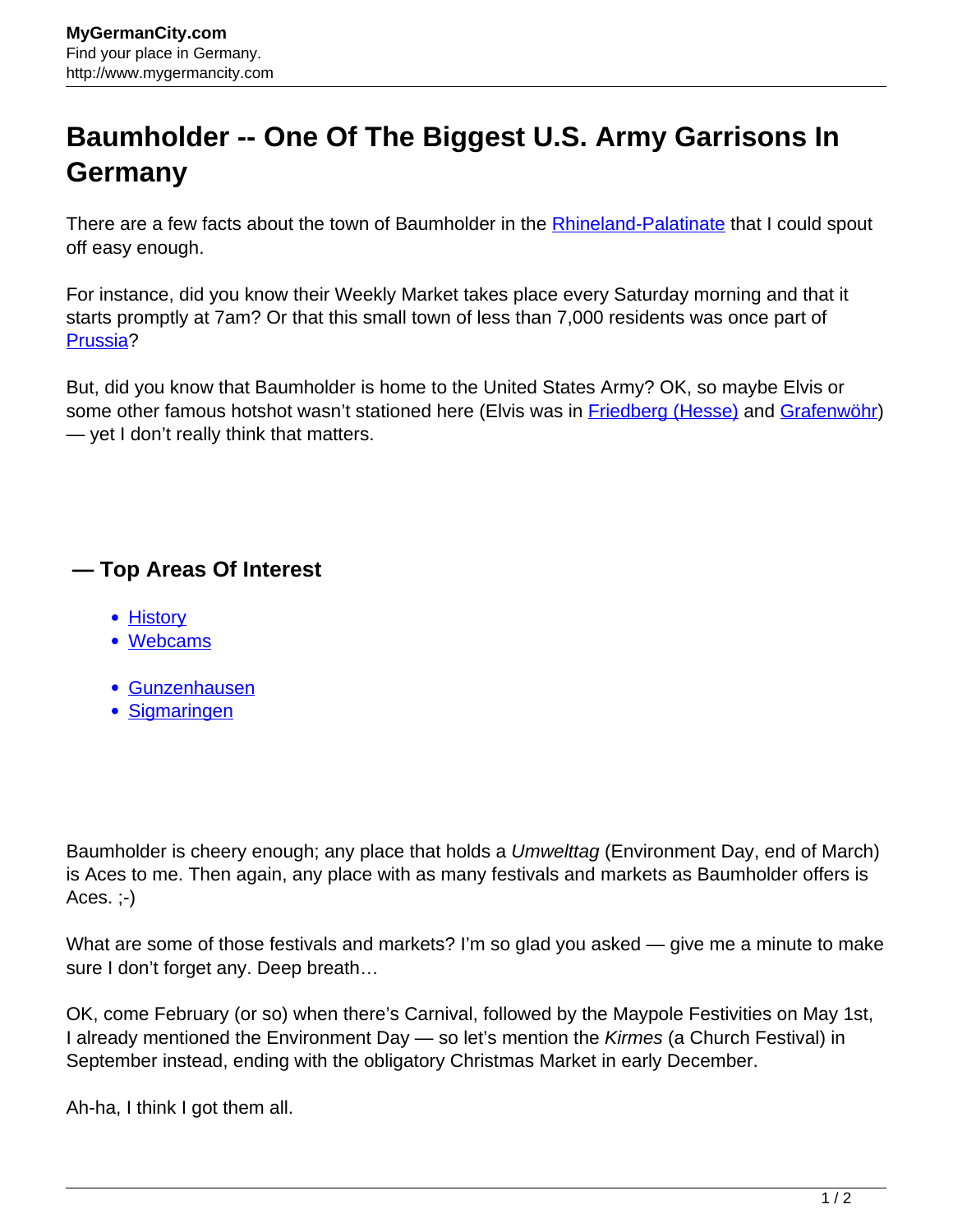# Baumholder -- One Of The Biggest U.S. Army Garrisons In Germany

There are a few facts about the town of Baumholder in the Rhineland-Palatinate that I could spout off easy enough.

For instance, did you know their Weekly Market takes place every Saturday morning and that it starts promptly at 7am? Or that this small town of less than 7,000 residents was once part of Prussia?

But, did you know that Baumholder is home to the United States Army? OK, so maybe Elvis or some other famous hotshot wasn't stationed here (Elvis was in Friedberg (Hesse) and Grafenwöhr) — yet I don't really think that matters.

### — Top Areas Of Interest

- History
- Webcams

- Gunzenhausen
- Sigmaringen

Baumholder is cheery enough; any place that holds a *Umwelttag* (Environment Day, end of March) is Aces to me. Then again, any place with as many festivals and markets as Baumholder offers is Aces. ;-)

What are some of those festivals and markets? I'm so glad you asked — give me a minute to make sure I don't forget any. Deep breath…

OK, come February (or so) when there's Carnival, followed by the Maypole Festivities on May 1st, I already mentioned the Environment Day — so let's mention the *Kirmes* (a Church Festival) in September instead, ending with the obligatory Christmas Market in early December.

Ah-ha, I think I got them all.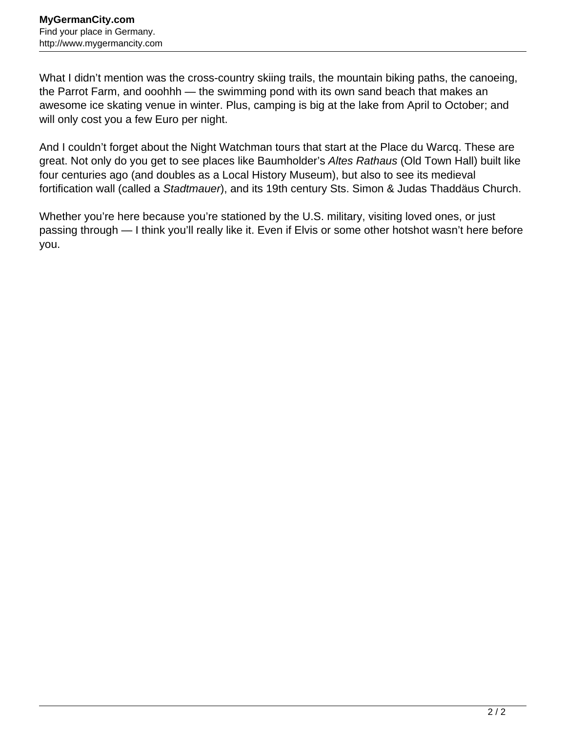What I didn't mention was the cross-country skiing trails, the mountain biking paths, the canoeing, the Parrot Farm, and ooohhh — the swimming pond with its own sand beach that makes an awesome ice skating venue in winter. Plus, camping is big at the lake from April to October; and will only cost you a few Euro per night.

And I couldn't forget about the Night Watchman tours that start at the Place du Warcq. These are great. Not only do you get to see places like Baumholder's *Altes Rathaus* (Old Town Hall) built like four centuries ago (and doubles as a Local History Museum), but also to see its medieval fortification wall (called a *Stadtmauer*), and its 19th century Sts. Simon & Judas Thaddäus Church.

Whether you're here because you're stationed by the U.S. military, visiting loved ones, or just passing through — I think you'll really like it. Even if Elvis or some other hotshot wasn't here before you.